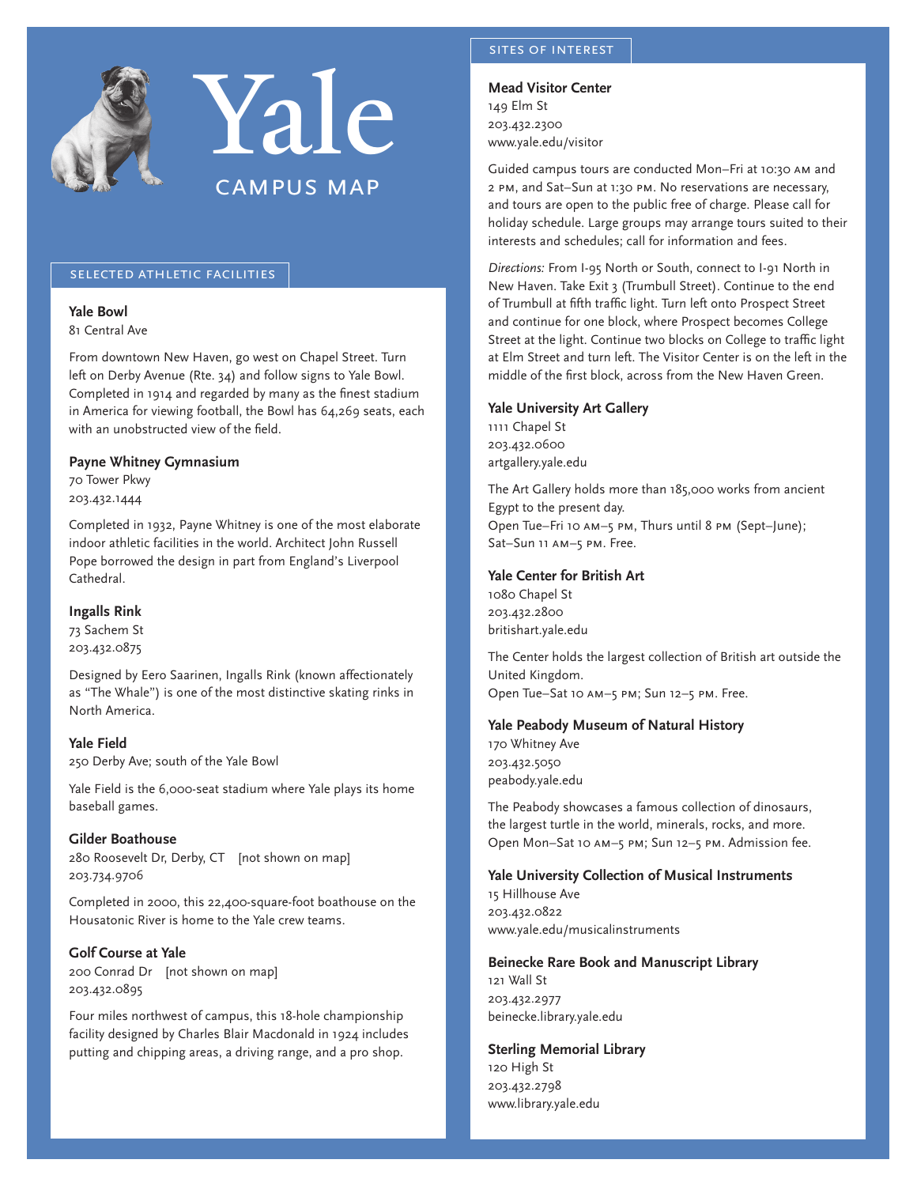# Yale

## CAMPUS MAP

## SELECTED ATHLETIC FACILITIES

**Yale Bowl**
81 Central Ave

From downtown New Haven, go west on Chapel Street. Turn left on Derby Avenue (Rte. 34) and follow signs to Yale Bowl. Completed in 1914 and regarded by many as the finest stadium in America for viewing football, the Bowl has 64,269 seats, each with an unobstructed view of the field.

**Payne Whitney Gymnasium**
70 Tower Pkwy
203.432.1444

Completed in 1932, Payne Whitney is one of the most elaborate indoor athletic facilities in the world. Architect John Russell Pope borrowed the design in part from England's Liverpool Cathedral.

**Ingalls Rink**
73 Sachem St
203.432.0875

Designed by Eero Saarinen, Ingalls Rink (known affectionately as "The Whale") is one of the most distinctive skating rinks in North America.

**Yale Field**
250 Derby Ave; south of the Yale Bowl

Yale Field is the 6,000-seat stadium where Yale plays its home baseball games.

**Gilder Boathouse**
280 Roosevelt Dr, Derby, CT [not shown on map]
203.734.9706

Completed in 2000, this 22,400-square-foot boathouse on the Housatonic River is home to the Yale crew teams.

**Golf Course at Yale**
200 Conrad Dr [not shown on map]
203.432.0895

Four miles northwest of campus, this 18-hole championship facility designed by Charles Blair Macdonald in 1924 includes putting and chipping areas, a driving range, and a pro shop.

## SITES OF INTEREST

**Mead Visitor Center**
149 Elm St
203.432.2300
www.yale.edu/visitor

Guided campus tours are conducted Mon–Fri at 10:30 AM and 2 PM, and Sat–Sun at 1:30 PM. No reservations are necessary, and tours are open to the public free of charge. Please call for holiday schedule. Large groups may arrange tours suited to their interests and schedules; call for information and fees.

*Directions:* From I-95 North or South, connect to I-91 North in New Haven. Take Exit 3 (Trumbull Street). Continue to the end of Trumbull at fifth traffic light. Turn left onto Prospect Street and continue for one block, where Prospect becomes College Street at the light. Continue two blocks on College to traffic light at Elm Street and turn left. The Visitor Center is on the left in the middle of the first block, across from the New Haven Green.

**Yale University Art Gallery**
1111 Chapel St
203.432.0600
artgallery.yale.edu

The Art Gallery holds more than 185,000 works from ancient Egypt to the present day.
Open Tue–Fri 10 AM–5 PM, Thurs until 8 PM (Sept–June); Sat–Sun 11 AM–5 PM. Free.

**Yale Center for British Art**
1080 Chapel St
203.432.2800
britishart.yale.edu

The Center holds the largest collection of British art outside the United Kingdom.
Open Tue–Sat 10 AM–5 PM; Sun 12–5 PM. Free.

**Yale Peabody Museum of Natural History**
170 Whitney Ave
203.432.5050
peabody.yale.edu

The Peabody showcases a famous collection of dinosaurs, the largest turtle in the world, minerals, rocks, and more.
Open Mon–Sat 10 AM–5 PM; Sun 12–5 PM. Admission fee.

**Yale University Collection of Musical Instruments**
15 Hillhouse Ave
203.432.0822
www.yale.edu/musicalinstruments

**Beinecke Rare Book and Manuscript Library**
121 Wall St
203.432.2977
beinecke.library.yale.edu

**Sterling Memorial Library**
120 High St
203.432.2798
www.library.yale.edu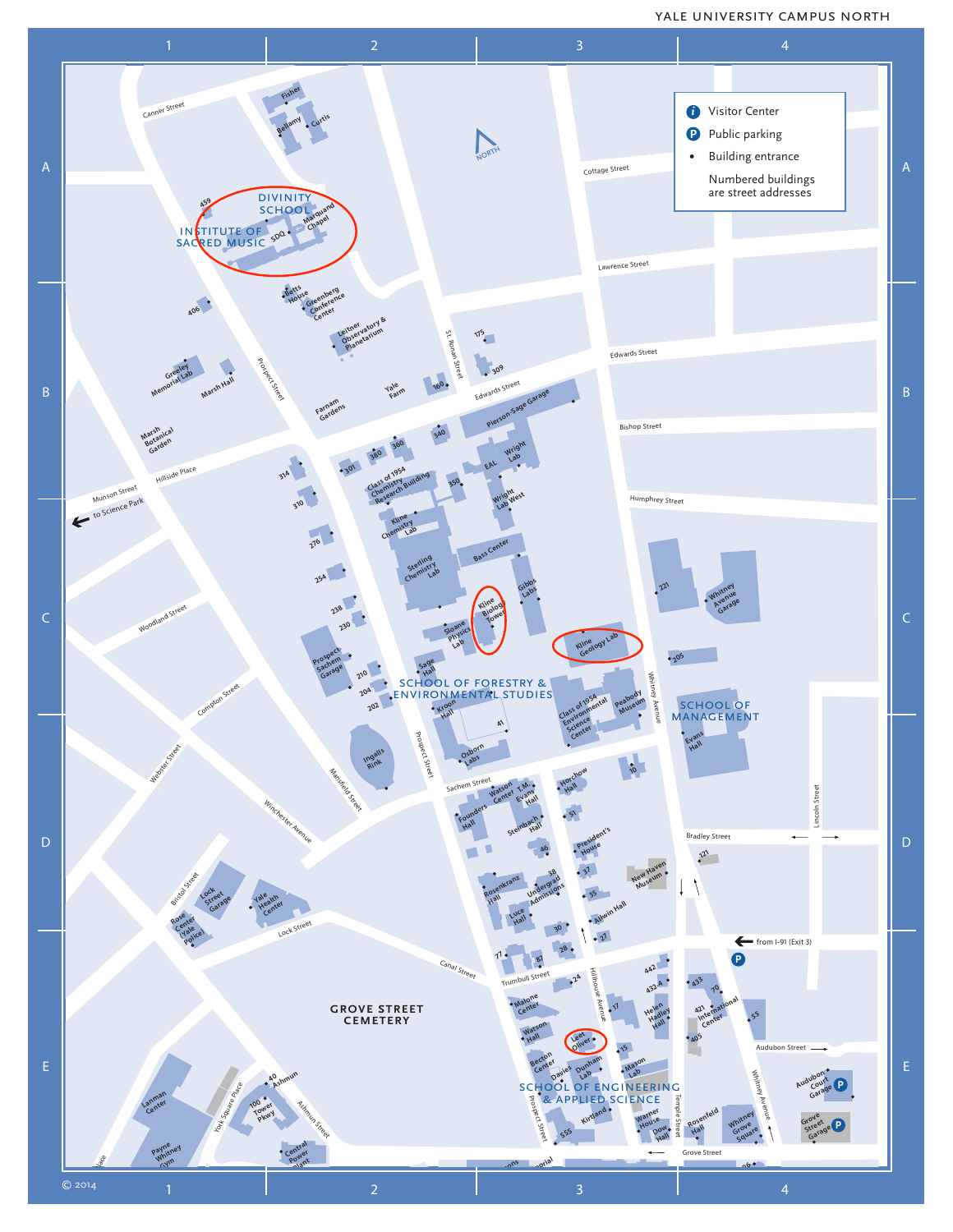# YALE UNIVERSITY CAMPUS NORTH

- Visitor Center
- Public parking
- Building entrance
- Numbered buildings are street addresses

DIVINITY SCHOOL

INSTITUTE OF SACRED MUSIC

SCHOOL OF FORESTRY & ENVIRONMENTAL STUDIES

SCHOOL OF MANAGEMENT

GROVE STREET CEMETERY

SCHOOL OF ENGINEERING & APPLIED SCIENCE

Canner Street, Fisher, Bellamy, Curtis, 459, Marquand Chapel, SDQ, Betts House, Greenberg Conference Center, 406, Leitner Observatory & Planetarium, Greeley Memorial Lab, Marsh Hall, Marsh Botanical Garden, Farnam Gardens, Yale Farm, 160, 175, 309, Cottage Street, Lawrence Street, Edwards Street, Bishop Street, Humphrey Street, St. Ronan Street, Prospect Street, Munson Street, to Science Park, Hillside Place, 314, 310, 276, 254, 238, 230, 210, 204, 202, 301, 380, 360, 340, 350, Class of 1954 Chemistry Research Building, Pierson-Sage Garage, Wright Lab, EAL, Wright Lab West, Kline Chemistry Lab, Bass Center, Sterling Chemistry Lab, Gibbs Labs, Kline Biology Tower, Sloane Physics Lab, Kline Geology Lab, Sage Hall, Kroon Hall, 41, Osborn Labs, Class of 1954 Environmental Science Center, Peabody Museum, 221, Whitney Avenue Garage, 205, Evans Hall, Whitney Avenue, Woodland Street, Prospect-Sachem Garage, Compton Street, Ingalls Rink, Mansfield Street, Webster Street, Winchester Avenue, Sachem Street, Watson Center, T.M. Evans Hall, Horchow Hall, 10, Founders Hall, Steinbach Hall, 51, 46, President's House, 38, 37, Rosenkranz Hall, Undergrad Admissions, 35, New Haven Museum, Luce Hall, Ailwin Hall, 30, 27, 28, 77, 87, 24, Bradley Street, 121, Lincoln Street, from I-91 (Exit 3), Bristol Street, Lock Street Garage, Yale Health Center, Rose Center (Yale Police), Lock Street, Canal Street, Trumbull Street, 442, 432-4, 433, 70, Malone Center, 17, Helen Hadley Hall, 421 International Center, 55, 405, Watson Hall, Leet Oliver, 15, Audubon Street, Hillhouse Avenue, Becton Center, Davies, Dunham Lab, Mason Lab, Audubon Court Garage, Kirtland, Warner House, Dow Hall, Rosenfeld Hall, Whitney Grove Square, Grove Street Garage, Temple Street, 555, Grove Street, Lanman Center, Payne Whitney Gym, York Square Place, 40 Ashmun, 100 Tower Pkwy, Ashmun Street, Central Power Plant

© 2014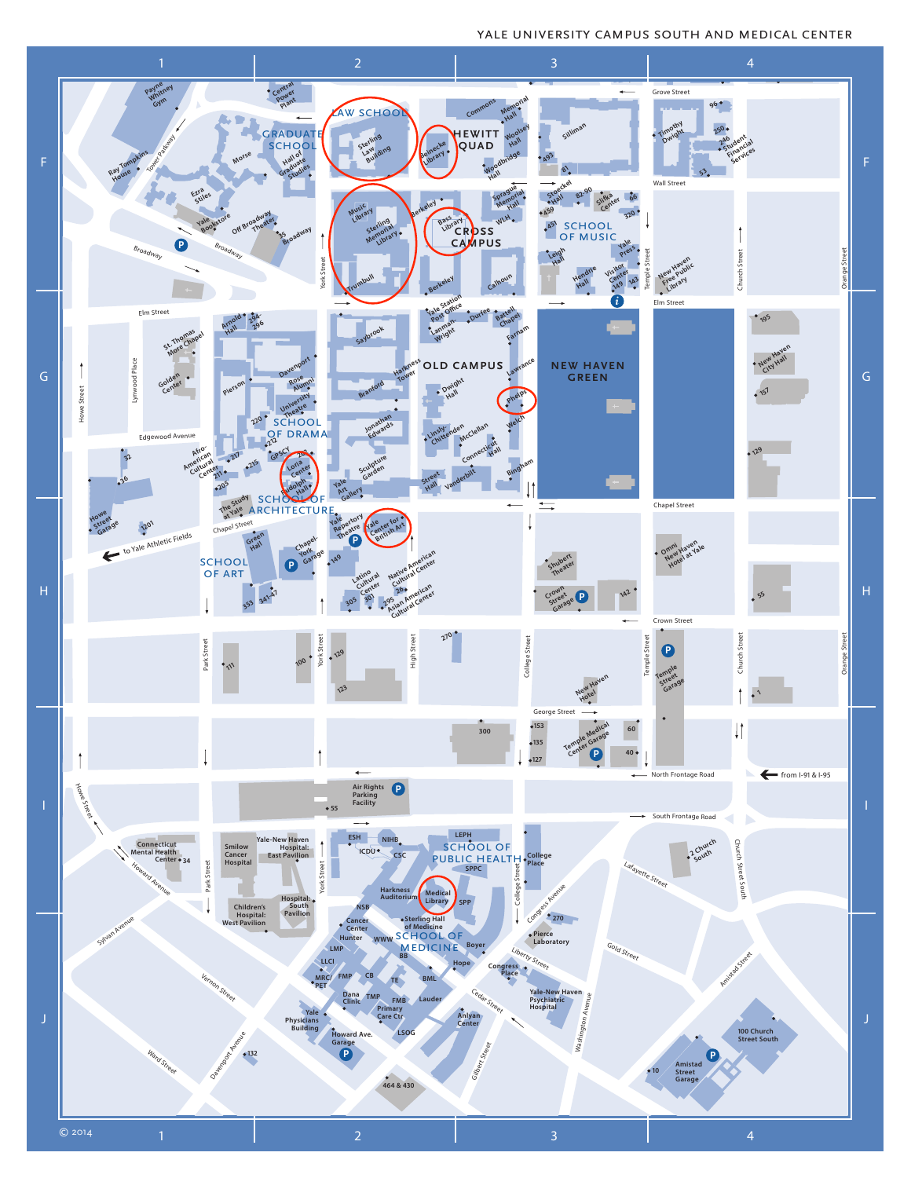# YALE UNIVERSITY CAMPUS SOUTH AND MEDICAL CENTER

1 2 3 4

F G H I J

LAW SCHOOL · Sterling Law Building · Beinecke Library · HEWITT QUAD · Commons · Memorial Hall · Woolsey Hall · Woodbridge Hall · Silliman · 493 · 81 · GRADUATE SCHOOL · Hall of Graduate Studies · Morse · Ezra Stiles · Payne Whitney Gym · Central Power Plant · Ray Tompkins House · Tower Parkway · Yale Bookstore · Off Broadway Theater · 35 Broadway · Broadway · Music Library · Sterling Memorial Library · Trumbull · Berkeley · Bass Library · CROSS CAMPUS · Sprague Memorial Hall · WLH · Calhoun · Stoeckel Hall · 82-90 · Sillka Center · 66 · 459 · 451 · SCHOOL OF MUSIC · 320 · Leigh Hall · Yale Press · Hendrie Hall · Visitor Center · 149 · 143 · Grove Street · Timothy Dwight · 96 · 250 · 246 · Student Financial Services · 53 · Wall Street · New Haven Free Public Library · Temple Street · Church Street · Orange Street · York Street

Elm Street · Arnold Hall · 254-296 · St. Thomas More Chapel · Lynwood Place · Howe Street · Golden Center · Pierson · Davenport · Rose Alumni · University Theatre · SCHOOL OF DRAMA · 220 · 212 · Saybrook · Branford · Harkness Tower · Jonathan Edwards · Yale Station Post Office · Lanman-Wright · Durfee · Battell Chapel · Farnam · OLD CAMPUS · Lawrance · Dwight Hall · Phelps · Welch · Linsly-Chittenden · McClellan · Connecticut Hall · Bingham · Vanderbilt · Street Hall · Sculpture Garden · Yale Art Gallery · NEW HAVEN GREEN · 195 · New Haven City Hall · 157 · 129 · Edgewood Avenue · 32 · 36 · Afro-American Cultural Center · 217 · 211 · 215 · GPSCY · 202 · Loria Center · 205 · Rudolph Hall · The Study at Yale · SCHOOL OF ARCHITECTURE · Howe Street Garage · 201 · Chapel Street

to Yale Athletic Fields · Green Hall · SCHOOL OF ART · Chapel-York Garage · 149 · Yale Repertory Theatre · Yale Center for British Art · Latino Cultural Center · Native American Cultural Center · 305 · 301 · 295 · 26 · Asian American Cultural Center · 353 · 341-47 · Shubert Theater · Crown Street Garage · 142 · Omni New Haven Hotel at Yale · 55 · Crown Street · Park Street · High Street · College Street · 111 · 100 · 129 · 123 · 270 · New Haven Hotel · Temple Street Garage · 1

George Street · 300 · 153 · 135 · 127 · Temple Medical Center Garage · 60 · 40 · North Frontage Road · from I-91 & I-95 · Air Rights Parking Facility · 55 · South Frontage Road · Howe Street

Connecticut Mental Health Center · 34 · Howard Avenue · Smilow Cancer Hospital · Yale-New Haven Hospital: East Pavilion · ESH · NIHB · ICDU · CSC · LEPH · SCHOOL OF PUBLIC HEALTH · SPPC · College Place · 2 Church South · Lafayette Street · Church Street South · Harkness Auditorium · Medical Library · SPP · Children's Hospital: West Pavilion · Hospital: South Pavilion · NSB · Sterling Hall of Medicine · Cancer Center · Hunter · WWW · SCHOOL OF MEDICINE · BB · Boyer · Congress Avenue · 270 · Pierce Laboratory · Gold Street · Amistad Street · Sylvan Avenue · LLCI · LMP · MRC/PET · FMP · CB · TE · BML · Hope · Liberty Street · Congress Place · Dana Clinic · TMP · FMB · Primary Care Ctr · Lauder · Cedar Street · Yale-New Haven Psychiatric Hospital · Washington Avenue · Vernon Street · Yale Physicians Building · Howard Ave. Garage · LSOG · Anlyan Center · Gilbert Street · Ward Street · Davenport Avenue · 132 · 464 & 430 · 100 Church Street South · Amistad Street Garage · 10

© 2014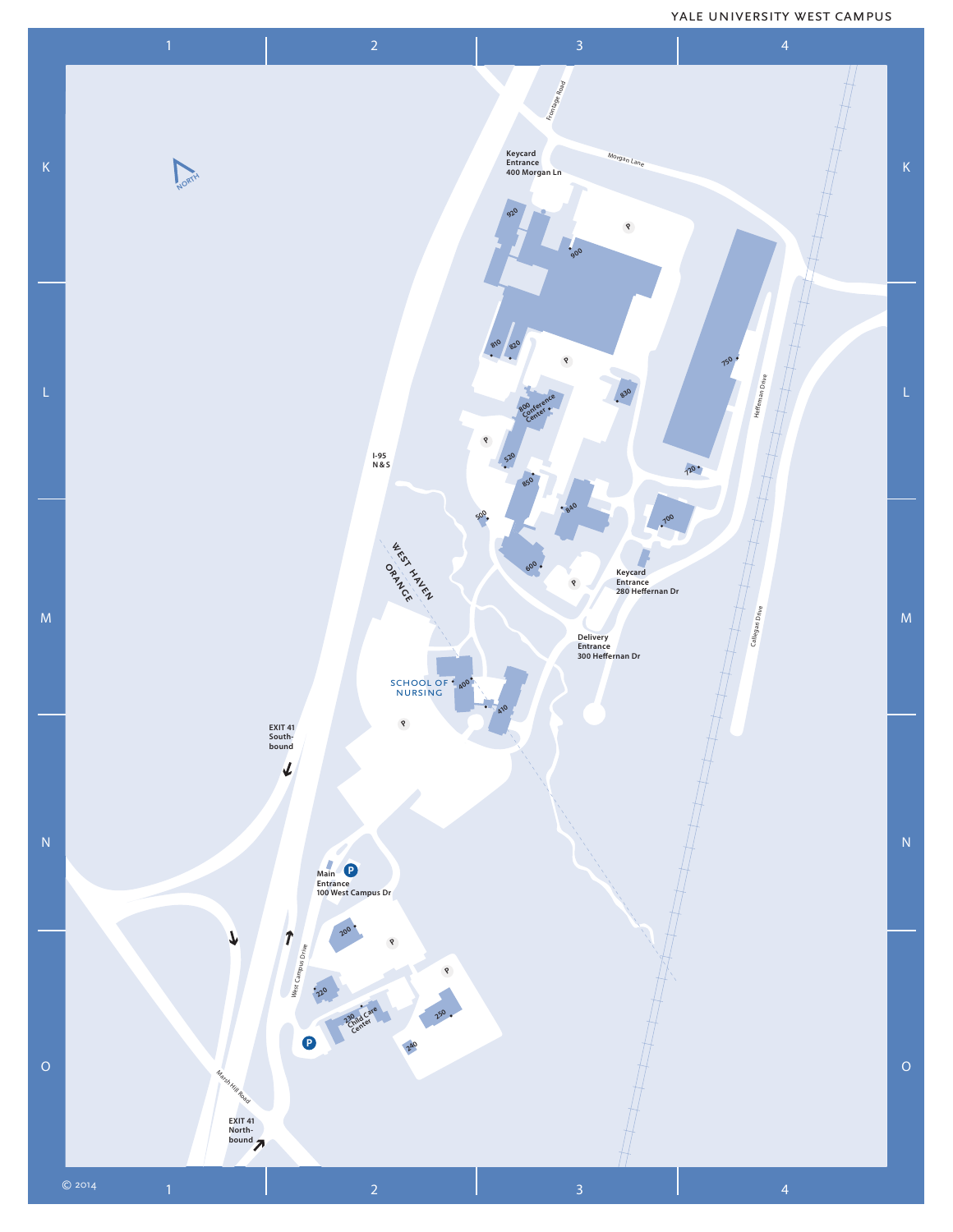# YALE UNIVERSITY WEST CAMPUS

NORTH

Keycard Entrance 400 Morgan Ln

Frontage Road

Morgan Lane

920

900

810

820

750

800 Conference Center

830

520

850

840

720

700

500

600

Heffernan Drive

Keycard Entrance 280 Heffernan Dr

I-95 N & S

WEST HAVEN

ORANGE

Delivery Entrance 300 Heffernan Dr

SCHOOL OF NURSING

400

410

Callegan Drive

EXIT 41 Southbound

Main Entrance 100 West Campus Dr

200

West Campus Drive

220

230 Child Care Center

250

240

Marsh Hill Road

EXIT 41 Northbound

© 2014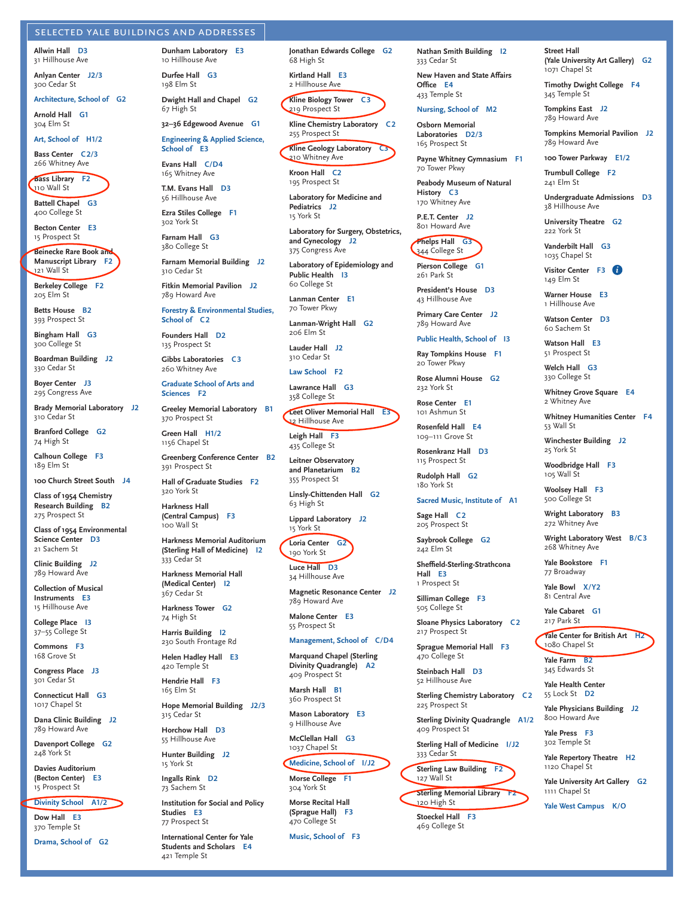## SELECTED YALE BUILDINGS AND ADDRESSES

**Allwin Hall** D3
31 Hillhouse Ave

**Anlyan Center** J2/3
300 Cedar St

**Architecture, School of** G2

**Arnold Hall** G1
304 Elm St

**Art, School of** H1/2

**Bass Center** C2/3
266 Whitney Ave

**Bass Library** F2
110 Wall St

**Battell Chapel** G3
400 College St

**Becton Center** E3
15 Prospect St

**Beinecke Rare Book and Manuscript Library** F2
121 Wall St

**Berkeley College** F2
205 Elm St

**Betts House** B2
393 Prospect St

**Bingham Hall** G3
300 College St

**Boardman Building** J2
330 Cedar St

**Boyer Center** J3
295 Congress Ave

**Brady Memorial Laboratory** J2
310 Cedar St

**Branford College** G2
74 High St

**Calhoun College** F3
189 Elm St

**100 Church Street South** J4

**Class of 1954 Chemistry Research Building** B2
275 Prospect St

**Class of 1954 Environmental Science Center** D3
21 Sachem St

**Clinic Building** J2
789 Howard Ave

**Collection of Musical Instruments** E3
15 Hillhouse Ave

**College Place** I3
37–55 College St

**Commons** F3
168 Grove St

**Congress Place** J3
301 Cedar St

**Connecticut Hall** G3
1017 Chapel St

**Dana Clinic Building** J2
789 Howard Ave

**Davenport College** G2
248 York St

**Davies Auditorium (Becton Center)** E3
15 Prospect St

**Divinity School** A1/2

**Dow Hall** E3
370 Temple St

**Drama, School of** G2

**Dunham Laboratory** E3
10 Hillhouse Ave

**Durfee Hall** G3
198 Elm St

**Dwight Hall and Chapel** G2
67 High St

**32–36 Edgewood Avenue** G1

**Engineering & Applied Science, School of** E3

**Evans Hall** C/D4
165 Whitney Ave

**T.M. Evans Hall** D3
56 Hillhouse Ave

**Ezra Stiles College** F1
302 York St

**Farnam Hall** G3
380 College St

**Farnam Memorial Building** J2
310 Cedar St

**Fitkin Memorial Pavilion** J2
789 Howard Ave

**Forestry & Environmental Studies, School of** C2

**Founders Hall** D2
135 Prospect St

**Gibbs Laboratories** C3
260 Whitney Ave

**Graduate School of Arts and Sciences** F2

**Greeley Memorial Laboratory** B1
370 Prospect St

**Green Hall** H1/2
1156 Chapel St

**Greenberg Conference Center** B2
391 Prospect St

**Hall of Graduate Studies** F2
320 York St

**Harkness Hall (Central Campus)** F3
100 Wall St

**Harkness Memorial Auditorium (Sterling Hall of Medicine)** I2
333 Cedar St

**Harkness Memorial Hall (Medical Center)** I2
367 Cedar St

**Harkness Tower** G2
74 High St

**Harris Building** I2
230 South Frontage Rd

**Helen Hadley Hall** E3
420 Temple St

**Hendrie Hall** F3
165 Elm St

**Hope Memorial Building** J2/3
315 Cedar St

**Horchow Hall** D3
55 Hillhouse Ave

**Hunter Building** J2
15 York St

**Ingalls Rink** D2
73 Sachem St

**Institution for Social and Policy Studies** E3
77 Prospect St

**International Center for Yale Students and Scholars** E4
421 Temple St

**Jonathan Edwards College** G2
68 High St

**Kirtland Hall** E3
2 Hillhouse Ave

**Kline Biology Tower** C3
219 Prospect St

**Kline Chemistry Laboratory** C2
255 Prospect St

**Kline Geology Laboratory** C3
210 Whitney Ave

**Kroon Hall** C2
195 Prospect St

**Laboratory for Medicine and Pediatrics** J2
15 York St

**Laboratory for Surgery, Obstetrics, and Gynecology** J2
375 Congress Ave

**Laboratory of Epidemiology and Public Health** I3
60 College St

**Lanman Center** E1
70 Tower Pkwy

**Lanman-Wright Hall** G2
206 Elm St

**Lauder Hall** J2
310 Cedar St

**Law School** F2

**Lawrance Hall** G3
358 College St

**Leet Oliver Memorial Hall** E3
12 Hillhouse Ave

**Leigh Hall** F3
435 College St

**Leitner Observatory and Planetarium** B2
355 Prospect St

**Linsly-Chittenden Hall** G2
63 High St

**Lippard Laboratory** J2
15 York St

**Loria Center** G2
190 York St

**Luce Hall** D3
34 Hillhouse Ave

**Magnetic Resonance Center** J2
789 Howard Ave

**Malone Center** E3
55 Prospect St

**Management, School of** C/D4

**Marquand Chapel (Sterling Divinity Quadrangle)** A2
409 Prospect St

**Marsh Hall** B1
360 Prospect St

**Mason Laboratory** E3
9 Hillhouse Ave

**McClellan Hall** G3
1037 Chapel St

**Medicine, School of** I/J2

**Morse College** F1
304 York St

**Morse Recital Hall (Sprague Hall)** F3
470 College St

**Music, School of** F3

**Nathan Smith Building** I2
333 Cedar St

**New Haven and State Affairs Office** E4
433 Temple St

**Nursing, School of** M2

**Osborn Memorial Laboratories** D2/3
165 Prospect St

**Payne Whitney Gymnasium** F1
70 Tower Pkwy

**Peabody Museum of Natural History** C3
170 Whitney Ave

**P.E.T. Center** J2
801 Howard Ave

**Phelps Hall** G3
344 College St

**Pierson College** G1
261 Park St

**President's House** D3
43 Hillhouse Ave

**Primary Care Center** J2
789 Howard Ave

**Public Health, School of** I3

**Ray Tompkins House** F1
20 Tower Pkwy

**Rose Alumni House** G2
232 York St

**Rose Center** E1
101 Ashmun St

**Rosenfeld Hall** E4
109–111 Grove St

**Rosenkranz Hall** D3
115 Prospect St

**Rudolph Hall** G2
180 York St

**Sacred Music, Institute of** A1

**Sage Hall** C2
205 Prospect St

**Saybrook College** G2
242 Elm St

**Sheffield-Sterling-Strathcona Hall** E3
1 Prospect St

**Silliman College** F3
505 College St

**Sloane Physics Laboratory** C2
217 Prospect St

**Sprague Memorial Hall** F3
470 College St

**Steinbach Hall** D3
52 Hillhouse Ave

**Sterling Chemistry Laboratory** C2
225 Prospect St

**Sterling Divinity Quadrangle** A1/2
409 Prospect St

**Sterling Hall of Medicine** I/J2
333 Cedar St

**Sterling Law Building** F2
127 Wall St

**Sterling Memorial Library** F2
120 High St

**Stoeckel Hall** F3
469 College St

**Street Hall (Yale University Art Gallery)** G2
1071 Chapel St

**Timothy Dwight College** F4
345 Temple St

**Tompkins East** J2
789 Howard Ave

**Tompkins Memorial Pavilion** J2
789 Howard Ave

**100 Tower Parkway** E1/2

**Trumbull College** F2
241 Elm St

**Undergraduate Admissions** D3
38 Hillhouse Ave

**University Theatre** G2
222 York St

**Vanderbilt Hall** G3
1035 Chapel St

**Visitor Center** F3
149 Elm St

**Warner House** E3
1 Hillhouse Ave

**Watson Center** D3
60 Sachem St

**Watson Hall** E3
51 Prospect St

**Welch Hall** G3
330 College St

**Whitney Grove Square** E4
2 Whitney Ave

**Whitney Humanities Center** F4
53 Wall St

**Winchester Building** J2
25 York St

**Woodbridge Hall** F3
105 Wall St

**Woolsey Hall** F3
500 College St

**Wright Laboratory** B3
272 Whitney Ave

**Wright Laboratory West** B/C3
268 Whitney Ave

**Yale Bookstore** F1
77 Broadway

**Yale Bowl** X/Y2
81 Central Ave

**Yale Cabaret** G1
217 Park St

**Yale Center for British Art** H2
1080 Chapel St

**Yale Farm** B2
345 Edwards St

**Yale Health Center**
55 Lock St D2

**Yale Physicians Building** J2
800 Howard Ave

**Yale Press** F3
302 Temple St

**Yale Repertory Theatre** H2
1120 Chapel St

**Yale University Art Gallery** G2
1111 Chapel St

**Yale West Campus** K/O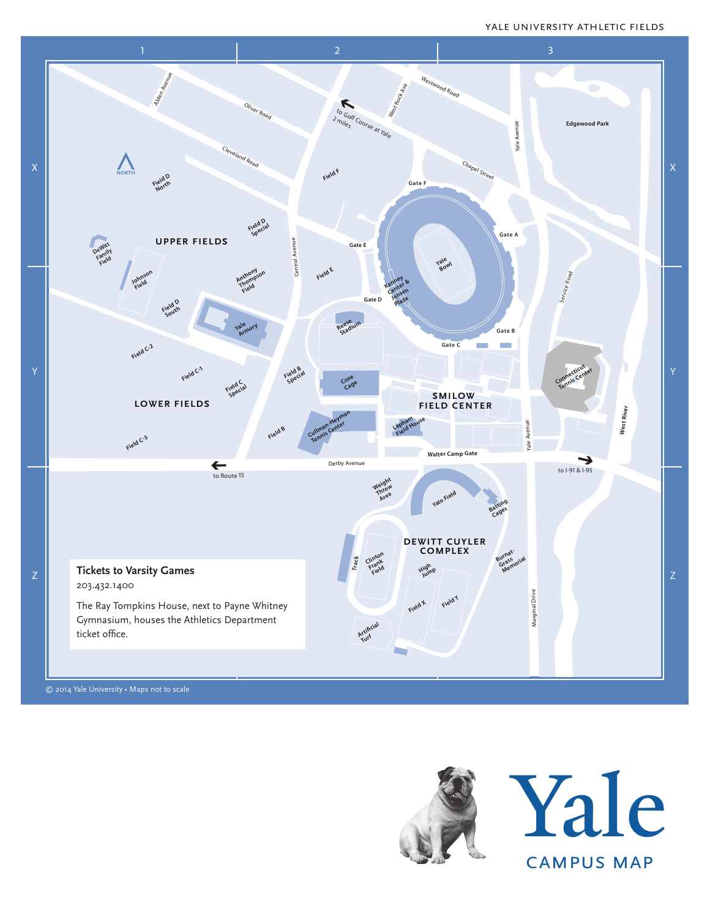YALE UNIVERSITY ATHLETIC FIELDS

1 2 3

X Y Z

NORTH

Alden Avenue
Oliver Road
Cleveland Road
to Golf Course at Yale 2 miles
West Rock Ave
Westwood Road
Chapel Street
Yale Avenue
Edgewood Park
Field D North
Field F
Gate F
Gate A
Field D Special
UPPER FIELDS
DeWitt Family Field
Central Avenue
Gate E
Yale Bowl
Kenney Center & Jensen Plaza
Johnson Field
Anthony Thompson Field
Field E
Service Road
Field D South
Yale Armory
Gate D
Reese Stadium
Gate B
Gate C
Field C-2
Field C-1
Field C Special
Field B Special
Coxe Cage
SMILOW FIELD CENTER
Connecticut Tennis Center
LOWER FIELDS
Cullman-Heyman Tennis Center
Lapham Field House
West River
Field B
Field C-3
Yale Avenue
Walter Camp Gate
Derby Avenue
to Route 15
to I-91 & I-95
Weight Throw Area
Yale Field
Batting Cages
DEWITT CUYLER COMPLEX
Burnat-Grass Memorial
Track
Clinton Frank Field
High Jump
Field X
Field Y
Artificial Turf
Marginal Drive

**Tickets to Varsity Games**

203.432.1400

The Ray Tompkins House, next to Payne Whitney Gymnasium, houses the Athletics Department ticket office.

© 2014 Yale University • Maps not to scale

Yale

CAMPUS MAP